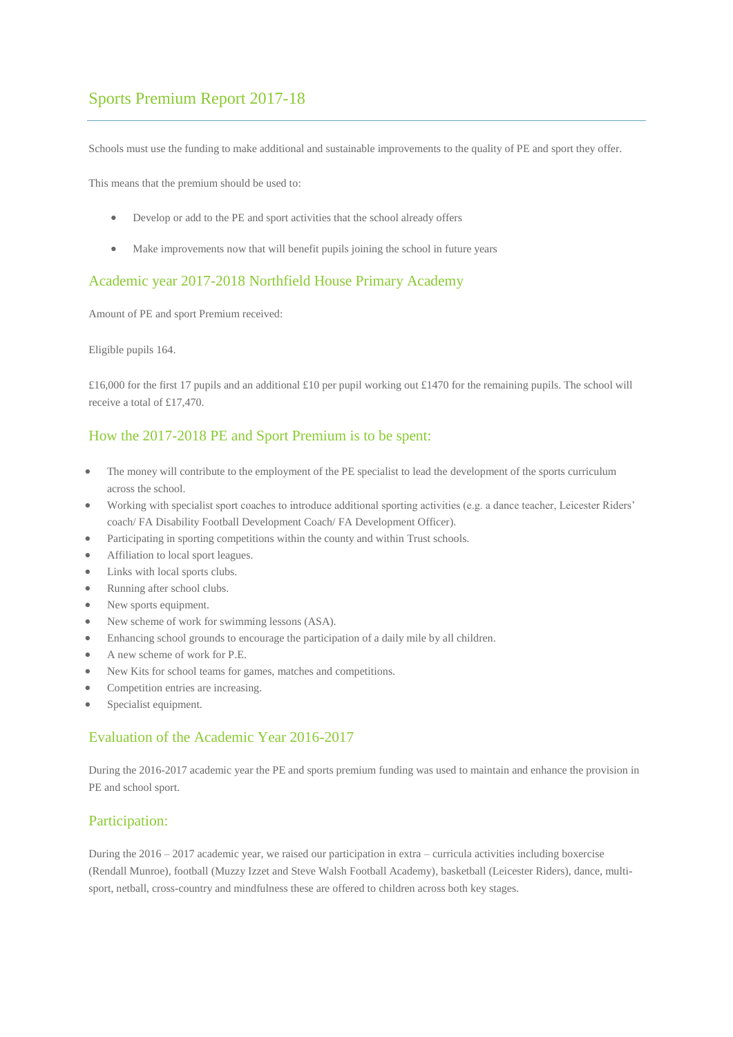# Sports Premium Report 2017-18

Schools must use the funding to make additional and sustainable improvements to the quality of PE and sport they offer.

This means that the premium should be used to:

- Develop or add to the PE and sport activities that the school already offers
- Make improvements now that will benefit pupils joining the school in future years

## Academic year 2017-2018 Northfield House Primary Academy

Amount of PE and sport Premium received:

Eligible pupils 164.

£16,000 for the first 17 pupils and an additional £10 per pupil working out £1470 for the remaining pupils. The school will receive a total of £17,470.

## How the 2017-2018 PE and Sport Premium is to be spent:

- The money will contribute to the employment of the PE specialist to lead the development of the sports curriculum across the school.
- Working with specialist sport coaches to introduce additional sporting activities (e.g. a dance teacher, Leicester Riders' coach/ FA Disability Football Development Coach/ FA Development Officer).
- Participating in sporting competitions within the county and within Trust schools.
- Affiliation to local sport leagues.
- Links with local sports clubs.
- Running after school clubs.
- New sports equipment.
- New scheme of work for swimming lessons (ASA).
- Enhancing school grounds to encourage the participation of a daily mile by all children.
- A new scheme of work for P.E.
- New Kits for school teams for games, matches and competitions.
- Competition entries are increasing.
- Specialist equipment.

## Evaluation of the Academic Year 2016-2017

During the 2016-2017 academic year the PE and sports premium funding was used to maintain and enhance the provision in PE and school sport.

## Participation:

During the 2016 – 2017 academic year, we raised our participation in extra – curricula activities including boxercise (Rendall Munroe), football (Muzzy Izzet and Steve Walsh Football Academy), basketball (Leicester Riders), dance, multi-sport, netball, cross-country and mindfulness these are offered to children across both key stages.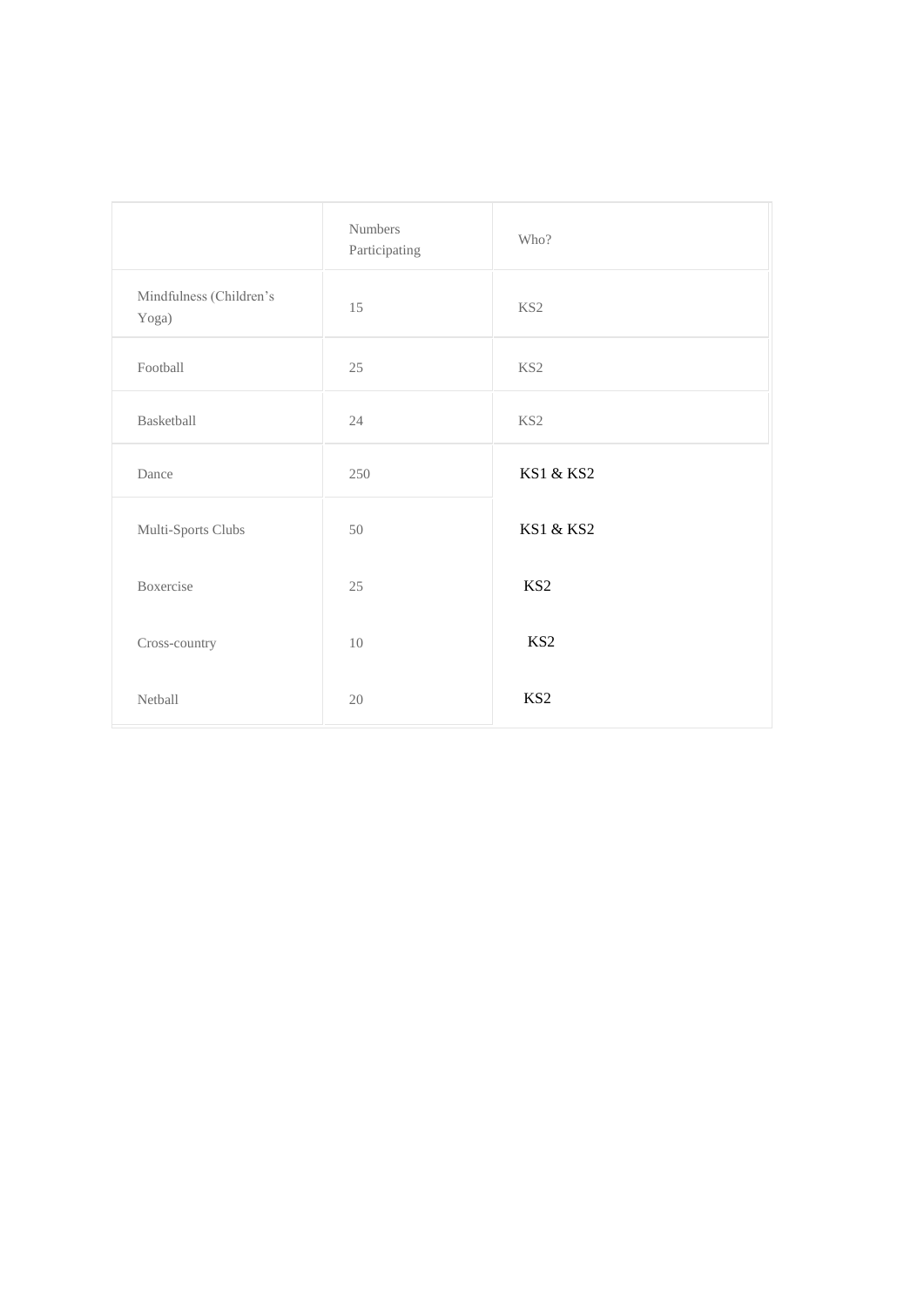| | Numbers Participating | Who? |
|---|---|---|
| Mindfulness (Children's Yoga) | 15 | KS2 |
| Football | 25 | KS2 |
| Basketball | 24 | KS2 |
| Dance | 250 | KS1 & KS2 |
| Multi-Sports Clubs | 50 | KS1 & KS2 |
| Boxercise | 25 | KS2 |
| Cross-country | 10 | KS2 |
| Netball | 20 | KS2 |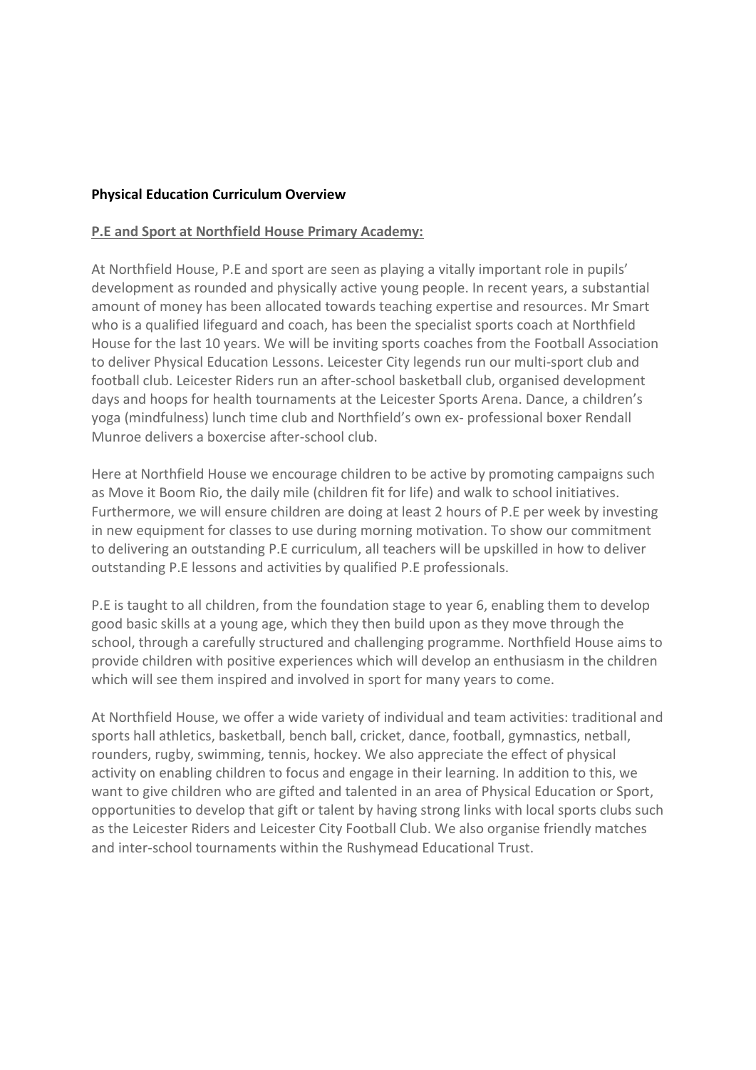**Physical Education Curriculum Overview**

**P.E and Sport at Northfield House Primary Academy:**

At Northfield House, P.E and sport are seen as playing a vitally important role in pupils' development as rounded and physically active young people. In recent years, a substantial amount of money has been allocated towards teaching expertise and resources. Mr Smart who is a qualified lifeguard and coach, has been the specialist sports coach at Northfield House for the last 10 years. We will be inviting sports coaches from the Football Association to deliver Physical Education Lessons. Leicester City legends run our multi-sport club and football club. Leicester Riders run an after-school basketball club, organised development days and hoops for health tournaments at the Leicester Sports Arena. Dance, a children's yoga (mindfulness) lunch time club and Northfield's own ex- professional boxer Rendall Munroe delivers a boxercise after-school club.

Here at Northfield House we encourage children to be active by promoting campaigns such as Move it Boom Rio, the daily mile (children fit for life) and walk to school initiatives. Furthermore, we will ensure children are doing at least 2 hours of P.E per week by investing in new equipment for classes to use during morning motivation. To show our commitment to delivering an outstanding P.E curriculum, all teachers will be upskilled in how to deliver outstanding P.E lessons and activities by qualified P.E professionals.

P.E is taught to all children, from the foundation stage to year 6, enabling them to develop good basic skills at a young age, which they then build upon as they move through the school, through a carefully structured and challenging programme. Northfield House aims to provide children with positive experiences which will develop an enthusiasm in the children which will see them inspired and involved in sport for many years to come.

At Northfield House, we offer a wide variety of individual and team activities: traditional and sports hall athletics, basketball, bench ball, cricket, dance, football, gymnastics, netball, rounders, rugby, swimming, tennis, hockey. We also appreciate the effect of physical activity on enabling children to focus and engage in their learning. In addition to this, we want to give children who are gifted and talented in an area of Physical Education or Sport, opportunities to develop that gift or talent by having strong links with local sports clubs such as the Leicester Riders and Leicester City Football Club. We also organise friendly matches and inter-school tournaments within the Rushymead Educational Trust.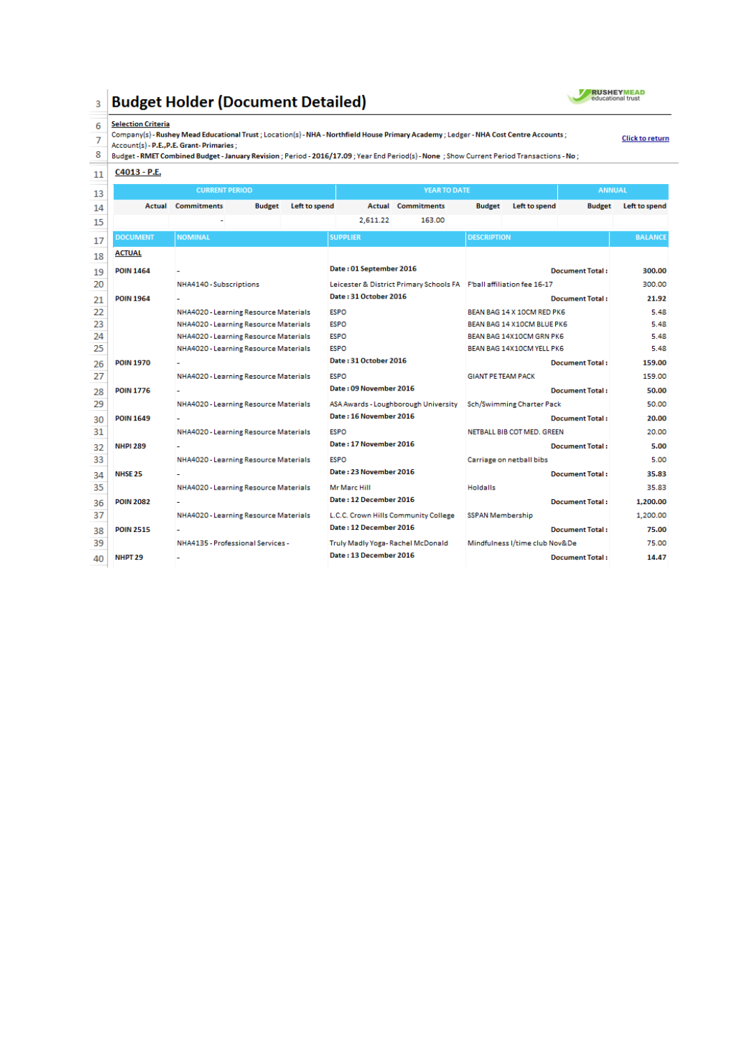# Budget Holder (Document Detailed)

RUSHEYMEAD educational trust

**Selection Criteria**

Company(s) - **Rushey Mead Educational Trust** ; Location(s) - **NHA - Northfield House Primary Academy** ; Ledger - **NHA Cost Centre Accounts** ; Account(s) - **P.E.,P.E. Grant- Primaries** ;
Budget - **RMET Combined Budget - January Revision** ; Period - **2016/17.09** ; Year End Period(s) - **None** ; Show Current Period Transactions - **No** ;

Click to return

## C4013 - P.E.

| CURRENT PERIOD | | | | YEAR TO DATE | | | | ANNUAL | |
|---|---|---|---|---|---|---|---|---|---|
| Actual | Commitments | Budget | Left to spend | Actual | Commitments | Budget | Left to spend | Budget | Left to spend |
| - | | | | 2,611.22 | 163.00 | | | | |

| DOCUMENT | NOMINAL | SUPPLIER | DESCRIPTION | BALANCE |
|---|---|---|---|---|
| **ACTUAL** | | | | |
| **POIN 1464** | - | **Date : 01 September 2016** | **Document Total :** | **300.00** |
| | NHA4140 - Subscriptions | Leicester & District Primary Schools FA | F'ball affiliation fee 16-17 | 300.00 |
| **POIN 1964** | - | **Date : 31 October 2016** | **Document Total :** | **21.92** |
| | NHA4020 - Learning Resource Materials | ESPO | BEAN BAG 14 X 10CM RED PK6 | 5.48 |
| | NHA4020 - Learning Resource Materials | ESPO | BEAN BAG 14 X10CM BLUE PK6 | 5.48 |
| | NHA4020 - Learning Resource Materials | ESPO | BEAN BAG 14X10CM GRN PK6 | 5.48 |
| | NHA4020 - Learning Resource Materials | ESPO | BEAN BAG 14X10CM YELL PK6 | 5.48 |
| **POIN 1970** | - | **Date : 31 October 2016** | **Document Total :** | **159.00** |
| | NHA4020 - Learning Resource Materials | ESPO | GIANT PE TEAM PACK | 159.00 |
| **POIN 1776** | - | **Date : 09 November 2016** | **Document Total :** | **50.00** |
| | NHA4020 - Learning Resource Materials | ASA Awards - Loughborough University | Sch/Swimming Charter Pack | 50.00 |
| **POIN 1649** | - | **Date : 16 November 2016** | **Document Total :** | **20.00** |
| | NHA4020 - Learning Resource Materials | ESPO | NETBALL BIB COT MED. GREEN | 20.00 |
| **NHPI 289** | - | **Date : 17 November 2016** | **Document Total :** | **5.00** |
| | NHA4020 - Learning Resource Materials | ESPO | Carriage on netball bibs | 5.00 |
| **NHSE 25** | - | **Date : 23 November 2016** | **Document Total :** | **35.83** |
| | NHA4020 - Learning Resource Materials | Mr Marc Hill | Holdalls | 35.83 |
| **POIN 2082** | - | **Date : 12 December 2016** | **Document Total :** | **1,200.00** |
| | NHA4020 - Learning Resource Materials | L.C.C. Crown Hills Community College | SSPAN Membership | 1,200.00 |
| **POIN 2515** | - | **Date : 12 December 2016** | **Document Total :** | **75.00** |
| | NHA4135 - Professional Services - | Truly Madly Yoga- Rachel McDonald | Mindfulness l/time club Nov&De | 75.00 |
| **NHPT 29** | - | **Date : 13 December 2016** | **Document Total :** | **14.47** |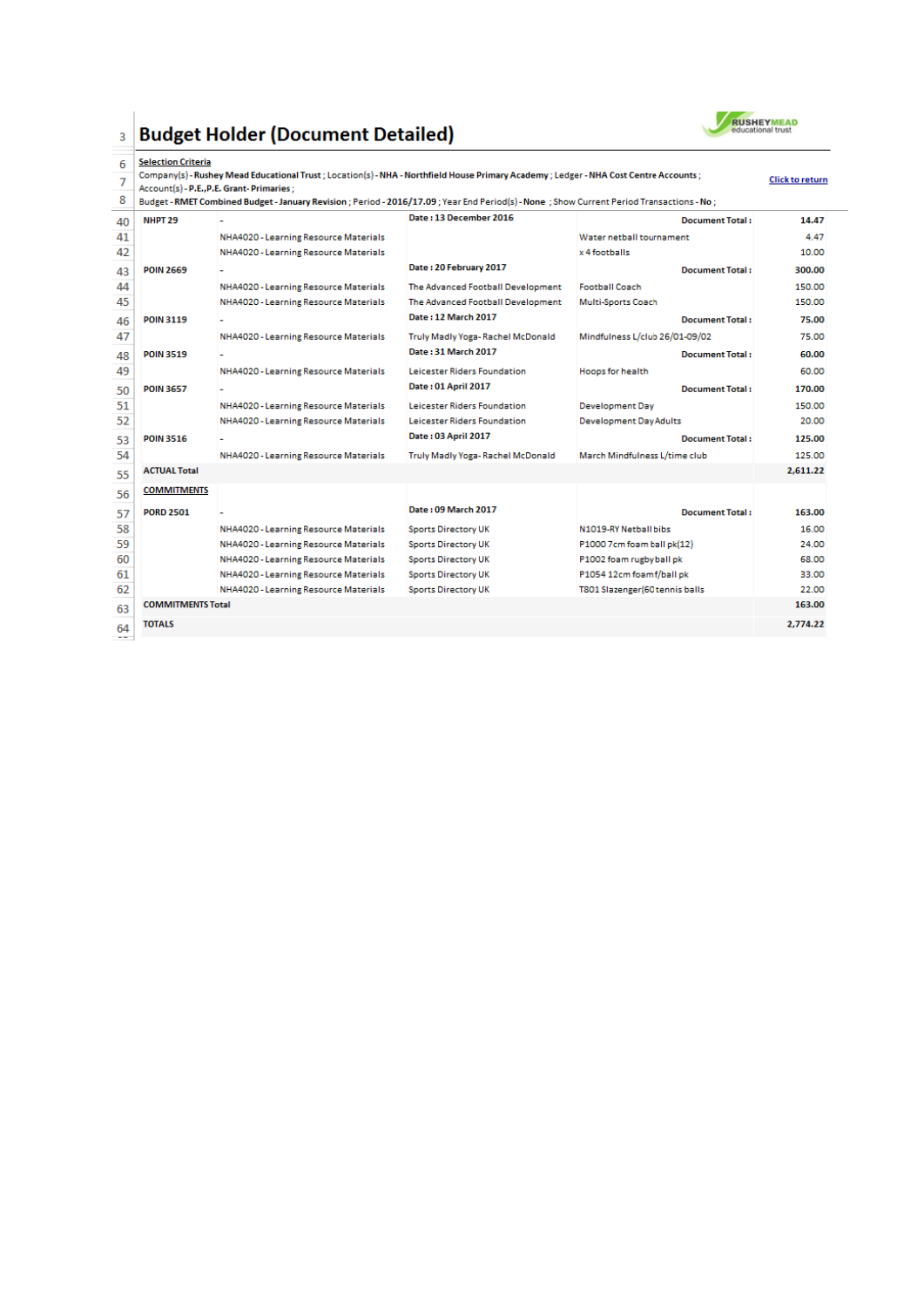# Budget Holder (Document Detailed)

**Selection Criteria**

Company(s) - **Rushey Mead Educational Trust** ; Location(s) - **NHA - Northfield House Primary Academy** ; Ledger - **NHA Cost Centre Accounts** ; Account(s) - **P.E.,P.E. Grant- Primaries** ;

Budget - **RMET Combined Budget - January Revision** ; Period - **2016/17.09** ; Year End Period(s) - **None** ; Show Current Period Transactions - **No** ;

Click to return

| | | | | |
|---|---|---|---|---|
| **NHPT 29** | - | **Date : 13 December 2016** | **Document Total :** | **14.47** |
| | NHA4020 - Learning Resource Materials | | Water netball tournament | 4.47 |
| | NHA4020 - Learning Resource Materials | | x 4 footballs | 10.00 |
| **POIN 2669** | - | **Date : 20 February 2017** | **Document Total :** | **300.00** |
| | NHA4020 - Learning Resource Materials | The Advanced Football Development | Football Coach | 150.00 |
| | NHA4020 - Learning Resource Materials | The Advanced Football Development | Multi-Sports Coach | 150.00 |
| **POIN 3119** | - | **Date : 12 March 2017** | **Document Total :** | **75.00** |
| | NHA4020 - Learning Resource Materials | Truly Madly Yoga- Rachel McDonald | Mindfulness L/club 26/01-09/02 | 75.00 |
| **POIN 3519** | - | **Date : 31 March 2017** | **Document Total :** | **60.00** |
| | NHA4020 - Learning Resource Materials | Leicester Riders Foundation | Hoops for health | 60.00 |
| **POIN 3657** | - | **Date : 01 April 2017** | **Document Total :** | **170.00** |
| | NHA4020 - Learning Resource Materials | Leicester Riders Foundation | Development Day | 150.00 |
| | NHA4020 - Learning Resource Materials | Leicester Riders Foundation | Development Day Adults | 20.00 |
| **POIN 3516** | - | **Date : 03 April 2017** | **Document Total :** | **125.00** |
| | NHA4020 - Learning Resource Materials | Truly Madly Yoga- Rachel McDonald | March Mindfulness L/time club | 125.00 |
| **ACTUAL Total** | | | | **2,611.22** |
| **COMMITMENTS** | | | | |
| **PORD 2501** | - | **Date : 09 March 2017** | **Document Total :** | **163.00** |
| | NHA4020 - Learning Resource Materials | Sports Directory UK | N1019-RY Netball bibs | 16.00 |
| | NHA4020 - Learning Resource Materials | Sports Directory UK | P1000 7cm foam ball pk(12) | 24.00 |
| | NHA4020 - Learning Resource Materials | Sports Directory UK | P1002 foam rugby ball pk | 68.00 |
| | NHA4020 - Learning Resource Materials | Sports Directory UK | P1054 12cm foam f/ball pk | 33.00 |
| | NHA4020 - Learning Resource Materials | Sports Directory UK | T801 Slazenger(60 tennis balls | 22.00 |
| **COMMITMENTS Total** | | | | **163.00** |
| **TOTALS** | | | | **2,774.22** |